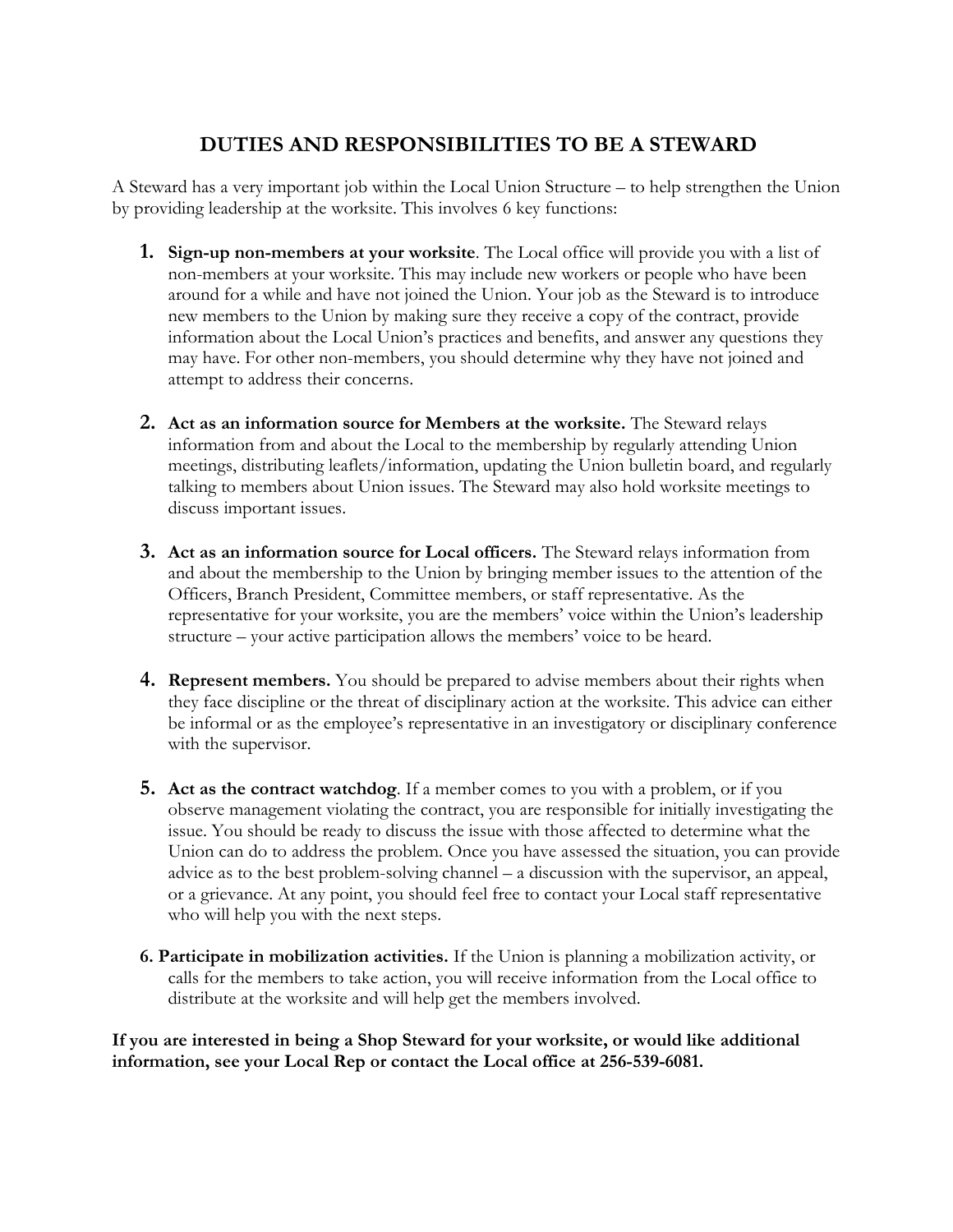# DUTIES AND RESPONSIBILITIES TO BE A STEWARD

A Steward has a very important job within the Local Union Structure – to help strengthen the Union by providing leadership at the worksite. This involves 6 key functions:

1. **Sign-up non-members at your worksite**. The Local office will provide you with a list of non-members at your worksite. This may include new workers or people who have been around for a while and have not joined the Union. Your job as the Steward is to introduce new members to the Union by making sure they receive a copy of the contract, provide information about the Local Union's practices and benefits, and answer any questions they may have. For other non-members, you should determine why they have not joined and attempt to address their concerns.

2. **Act as an information source for Members at the worksite.** The Steward relays information from and about the Local to the membership by regularly attending Union meetings, distributing leaflets/information, updating the Union bulletin board, and regularly talking to members about Union issues. The Steward may also hold worksite meetings to discuss important issues.

3. **Act as an information source for Local officers.** The Steward relays information from and about the membership to the Union by bringing member issues to the attention of the Officers, Branch President, Committee members, or staff representative. As the representative for your worksite, you are the members' voice within the Union's leadership structure – your active participation allows the members' voice to be heard.

4. **Represent members.** You should be prepared to advise members about their rights when they face discipline or the threat of disciplinary action at the worksite. This advice can either be informal or as the employee's representative in an investigatory or disciplinary conference with the supervisor.

5. **Act as the contract watchdog**. If a member comes to you with a problem, or if you observe management violating the contract, you are responsible for initially investigating the issue. You should be ready to discuss the issue with those affected to determine what the Union can do to address the problem. Once you have assessed the situation, you can provide advice as to the best problem-solving channel – a discussion with the supervisor, an appeal, or a grievance. At any point, you should feel free to contact your Local staff representative who will help you with the next steps.

6. **Participate in mobilization activities.** If the Union is planning a mobilization activity, or calls for the members to take action, you will receive information from the Local office to distribute at the worksite and will help get the members involved.

**If you are interested in being a Shop Steward for your worksite, or would like additional information, see your Local Rep or contact the Local office at 256-539-6081.**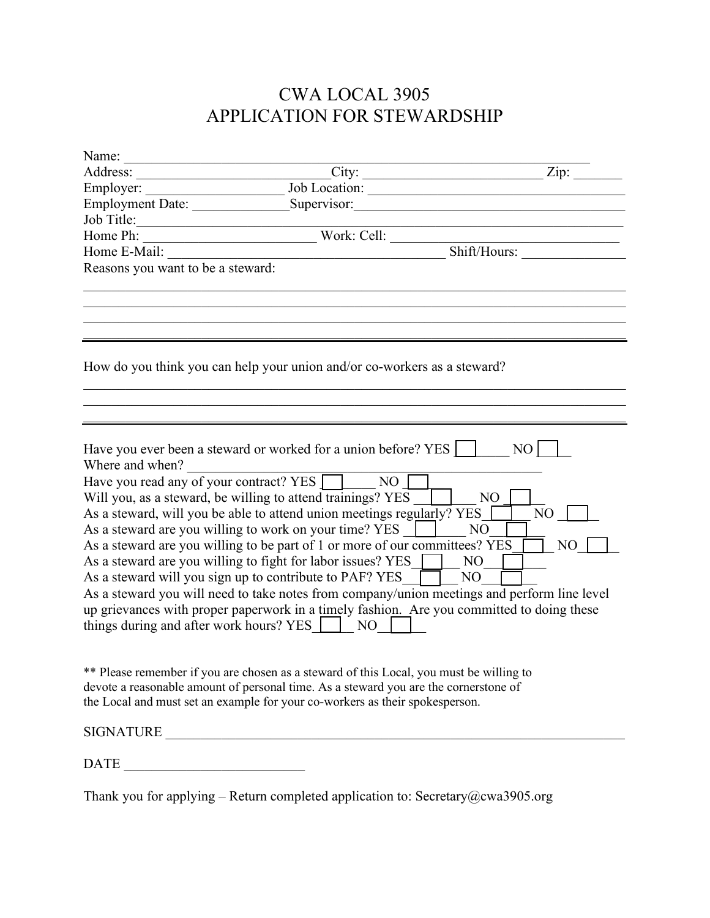# CWA LOCAL 3905
# APPLICATION FOR STEWARDSHIP

Name: ____________________________________________________________

Address: ___________________________City: _________________________ Zip: _______

Employer: ___________________ Job Location: ____________________________________

Employment Date: ______________Supervisor:______________________________________

Job Title:_______________________________________________________________________

Home Ph: _________________________ Work: Cell: ________________________________

Home E-Mail: __________________________________________ Shift/Hours: _______________

Reasons you want to be a steward:

_______________________________________________________________________________

_______________________________________________________________________________

_______________________________________________________________________________

_______________________________________________________________________________

How do you think you can help your union and/or co-workers as a steward?

_______________________________________________________________________________

_______________________________________________________________________________

_______________________________________________________________________________

Have you ever been a steward or worked for a union before? YES [ ] NO [ ]

Where and when? ______________________________________________________

Have you read any of your contract? YES [ ] NO [ ]

Will you, as a steward, be willing to attend trainings? YES [ ] NO [ ]

As a steward, will you be able to attend union meetings regularly? YES [ ] NO [ ]

As a steward are you willing to work on your time? YES [ ] NO [ ]

As a steward are you willing to be part of 1 or more of our committees? YES [ ] NO [ ]

As a steward are you willing to fight for labor issues? YES [ ] NO [ ]

As a steward will you sign up to contribute to PAF? YES [ ] NO [ ]

As a steward you will need to take notes from company/union meetings and perform line level up grievances with proper paperwork in a timely fashion. Are you committed to doing these things during and after work hours? YES [ ] NO [ ]

** Please remember if you are chosen as a steward of this Local, you must be willing to devote a reasonable amount of personal time. As a steward you are the cornerstone of the Local and must set an example for your co-workers as their spokesperson.

SIGNATURE _____________________________________________________________________

DATE __________________________

Thank you for applying – Return completed application to: Secretary@cwa3905.org